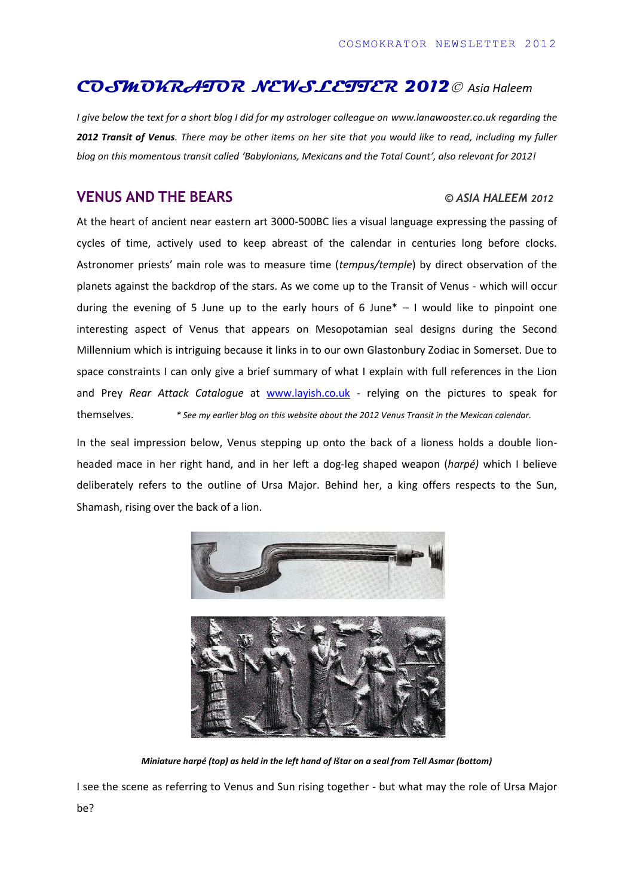# COSMOKRATOR NEWSLETTER 2012 © *Asia Haleem*

*I give below the text for a short blog I did for my astrologer colleague on www.lanawooster.co.uk regarding the* ***2012 Transit of Venus****. There may be other items on her site that you would like to read, including my fuller blog on this momentous transit called 'Babylonians, Mexicans and the Total Count', also relevant for 2012!*

## VENUS AND THE BEARS

***© ASIA HALEEM 2012***

At the heart of ancient near eastern art 3000-500BC lies a visual language expressing the passing of cycles of time, actively used to keep abreast of the calendar in centuries long before clocks. Astronomer priests' main role was to measure time (*tempus/temple*) by direct observation of the planets against the backdrop of the stars. As we come up to the Transit of Venus - which will occur during the evening of 5 June up to the early hours of 6 June* – I would like to pinpoint one interesting aspect of Venus that appears on Mesopotamian seal designs during the Second Millennium which is intriguing because it links in to our own Glastonbury Zodiac in Somerset. Due to space constraints I can only give a brief summary of what I explain with full references in the Lion and Prey *Rear Attack Catalogue* at www.layish.co.uk - relying on the pictures to speak for themselves.

*\* See my earlier blog on this website about the 2012 Venus Transit in the Mexican calendar.*

In the seal impression below, Venus stepping up onto the back of a lioness holds a double lion-headed mace in her right hand, and in her left a dog-leg shaped weapon (*harpé)* which I believe deliberately refers to the outline of Ursa Major. Behind her, a king offers respects to the Sun, Shamash, rising over the back of a lion.

***Miniature harpé (top) as held in the left hand of Ištar on a seal from Tell Asmar (bottom)***

I see the scene as referring to Venus and Sun rising together - but what may the role of Ursa Major be?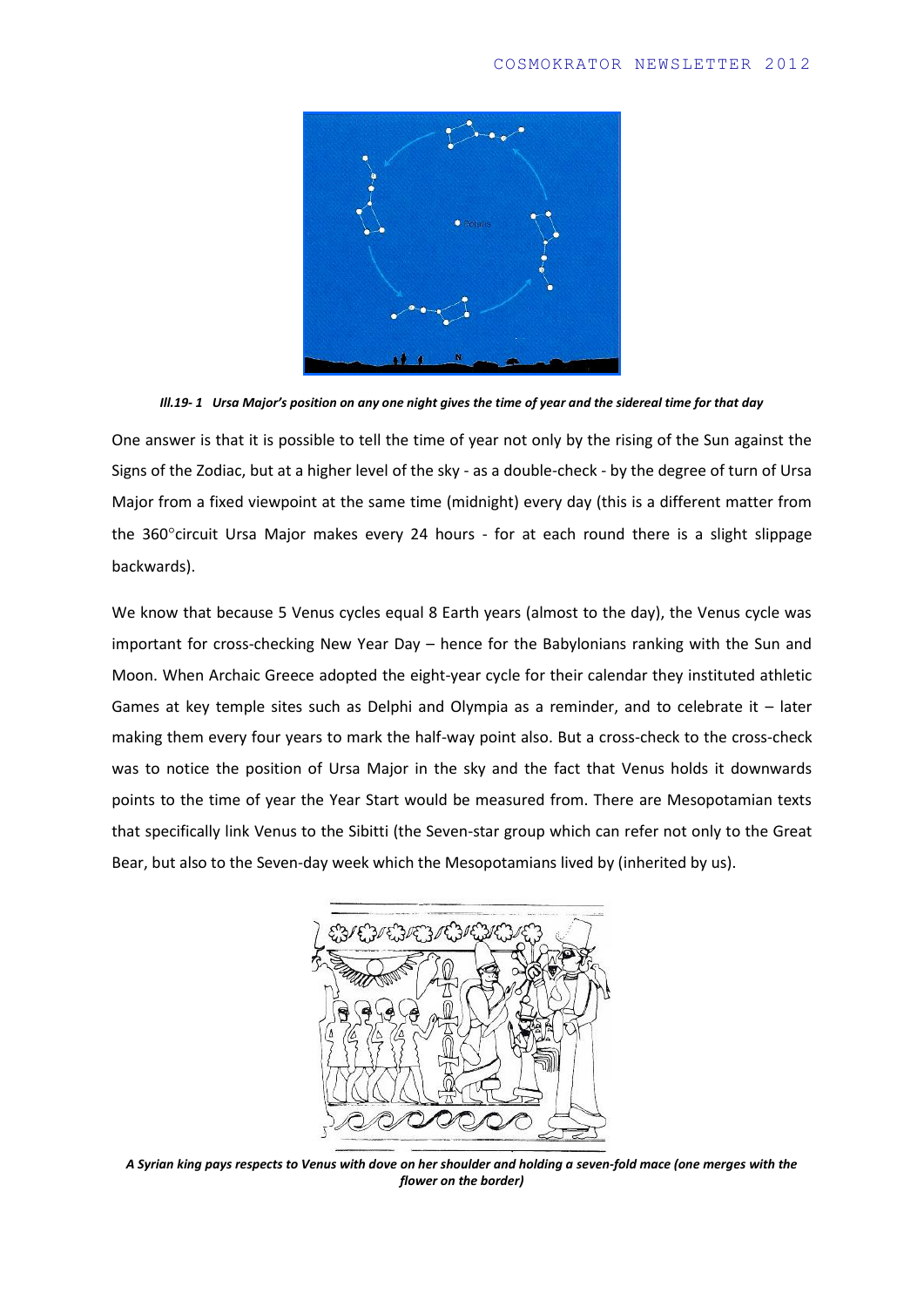***Ill.19- 1 Ursa Major's position on any one night gives the time of year and the sidereal time for that day***

One answer is that it is possible to tell the time of year not only by the rising of the Sun against the Signs of the Zodiac, but at a higher level of the sky - as a double-check - by the degree of turn of Ursa Major from a fixed viewpoint at the same time (midnight) every day (this is a different matter from the 360°circuit Ursa Major makes every 24 hours - for at each round there is a slight slippage backwards).

We know that because 5 Venus cycles equal 8 Earth years (almost to the day), the Venus cycle was important for cross-checking New Year Day – hence for the Babylonians ranking with the Sun and Moon. When Archaic Greece adopted the eight-year cycle for their calendar they instituted athletic Games at key temple sites such as Delphi and Olympia as a reminder, and to celebrate it – later making them every four years to mark the half-way point also. But a cross-check to the cross-check was to notice the position of Ursa Major in the sky and the fact that Venus holds it downwards points to the time of year the Year Start would be measured from. There are Mesopotamian texts that specifically link Venus to the Sibitti (the Seven-star group which can refer not only to the Great Bear, but also to the Seven-day week which the Mesopotamians lived by (inherited by us).

***A Syrian king pays respects to Venus with dove on her shoulder and holding a seven-fold mace (one merges with the flower on the border)***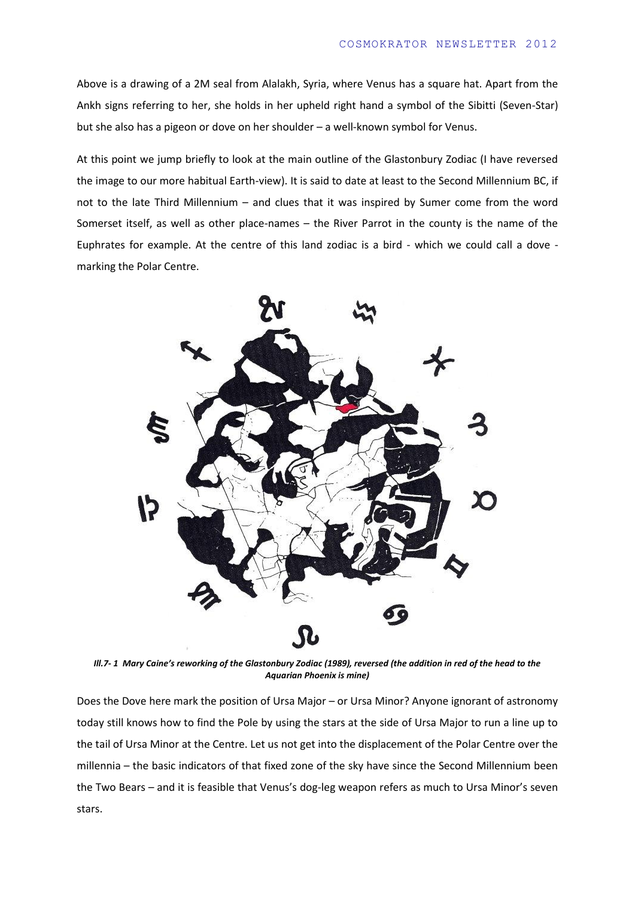Above is a drawing of a 2M seal from Alalakh, Syria, where Venus has a square hat. Apart from the Ankh signs referring to her, she holds in her upheld right hand a symbol of the Sibitti (Seven-Star) but she also has a pigeon or dove on her shoulder – a well-known symbol for Venus.

At this point we jump briefly to look at the main outline of the Glastonbury Zodiac (I have reversed the image to our more habitual Earth-view). It is said to date at least to the Second Millennium BC, if not to the late Third Millennium – and clues that it was inspired by Sumer come from the word Somerset itself, as well as other place-names – the River Parrot in the county is the name of the Euphrates for example. At the centre of this land zodiac is a bird - which we could call a dove - marking the Polar Centre.

***Ill.7- 1 Mary Caine's reworking of the Glastonbury Zodiac (1989), reversed (the addition in red of the head to the Aquarian Phoenix is mine)***

Does the Dove here mark the position of Ursa Major – or Ursa Minor? Anyone ignorant of astronomy today still knows how to find the Pole by using the stars at the side of Ursa Major to run a line up to the tail of Ursa Minor at the Centre. Let us not get into the displacement of the Polar Centre over the millennia – the basic indicators of that fixed zone of the sky have since the Second Millennium been the Two Bears – and it is feasible that Venus's dog-leg weapon refers as much to Ursa Minor's seven stars.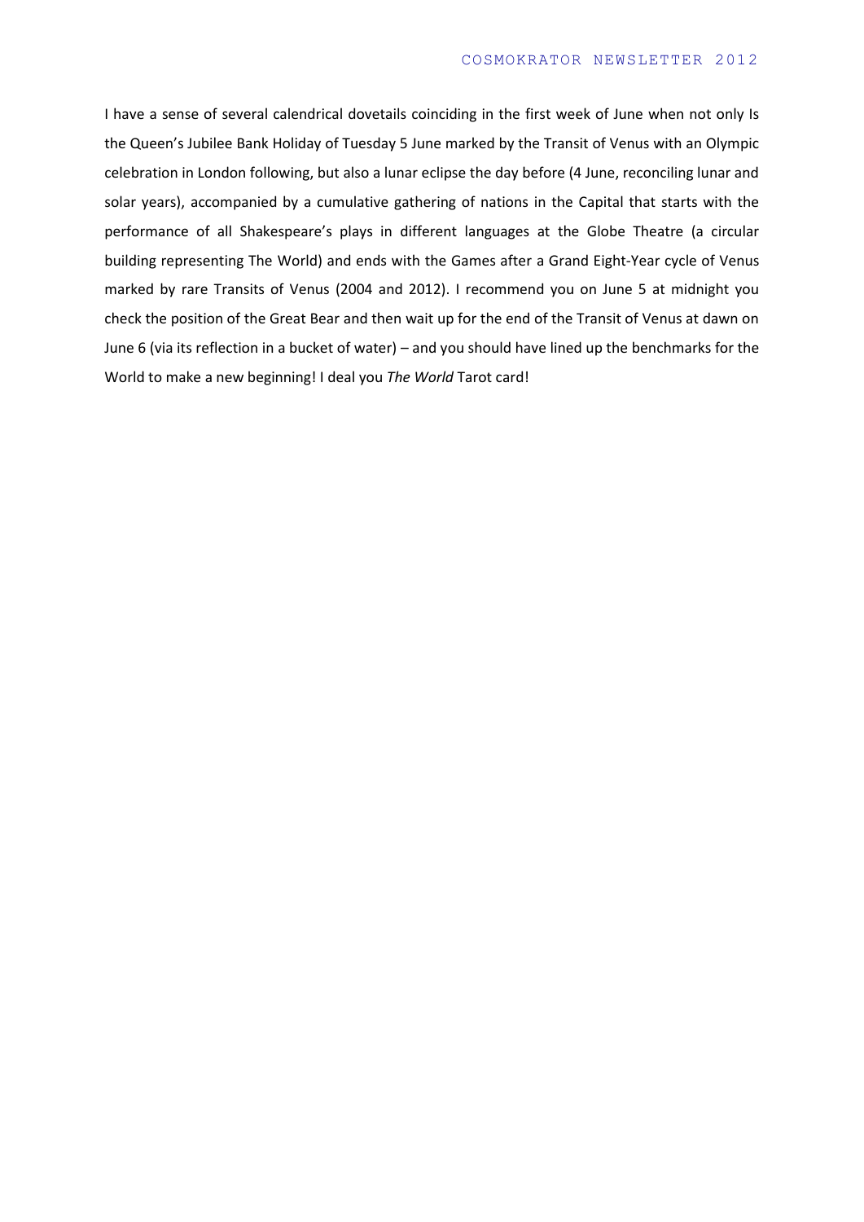I have a sense of several calendrical dovetails coinciding in the first week of June when not only Is the Queen's Jubilee Bank Holiday of Tuesday 5 June marked by the Transit of Venus with an Olympic celebration in London following, but also a lunar eclipse the day before (4 June, reconciling lunar and solar years), accompanied by a cumulative gathering of nations in the Capital that starts with the performance of all Shakespeare's plays in different languages at the Globe Theatre (a circular building representing The World) and ends with the Games after a Grand Eight-Year cycle of Venus marked by rare Transits of Venus (2004 and 2012). I recommend you on June 5 at midnight you check the position of the Great Bear and then wait up for the end of the Transit of Venus at dawn on June 6 (via its reflection in a bucket of water) – and you should have lined up the benchmarks for the World to make a new beginning! I deal you *The World* Tarot card!